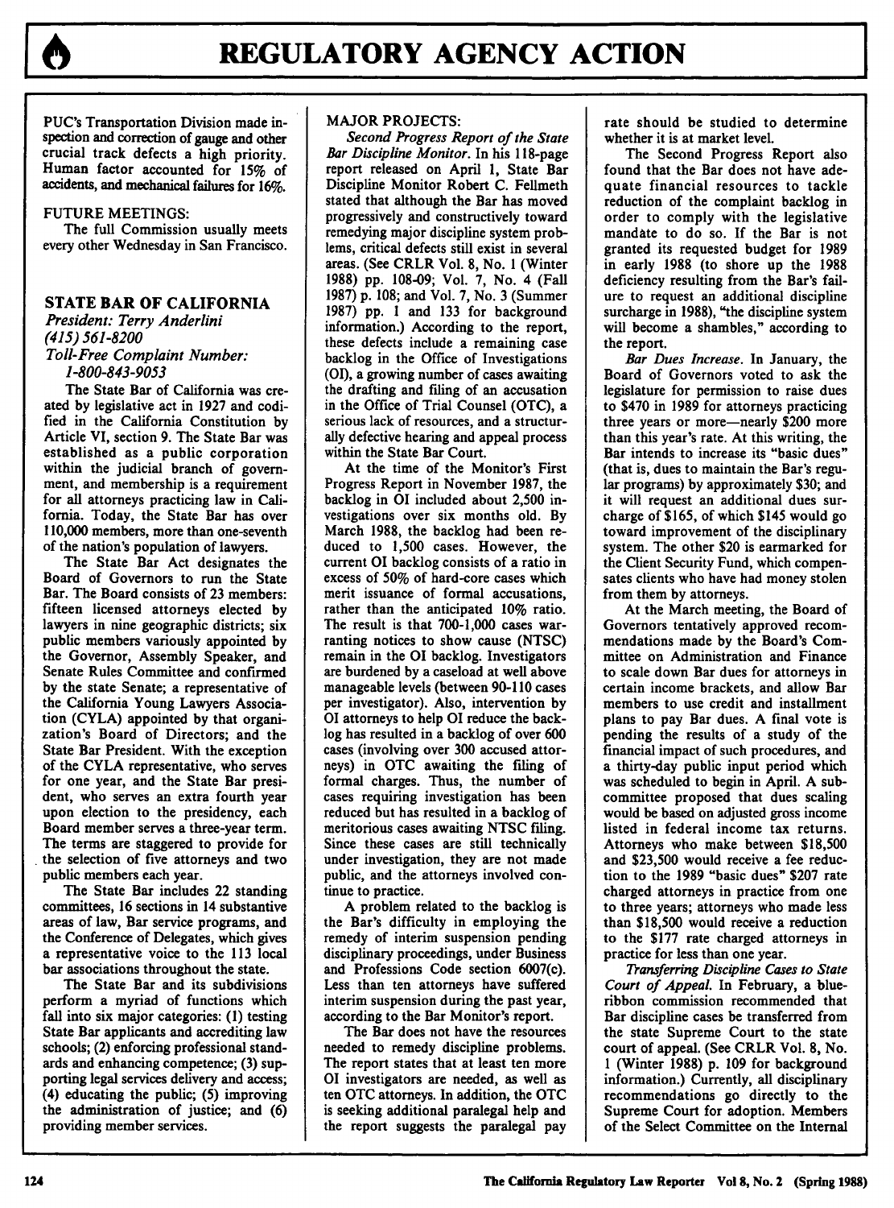# REGULATORY AGENCY ACTION

PUC's Transportation Division made inspection and correction of gauge and other crucial track defects a high priority. Human factor accounted for 15% of accidents, and mechanical failures for 16%.

FUTURE MEETINGS:

The full Commission usually meets every other Wednesday in San Francisco.

## STATE BAR OF CALIFORNIA

*President: Terry Anderlini*
*(415) 561-8200*
*Toll-Free Complaint Number: 1-800-843-9053*

The State Bar of California was created by legislative act in 1927 and codified in the California Constitution by Article VI, section 9. The State Bar was established as a public corporation within the judicial branch of government, and membership is a requirement for all attorneys practicing law in California. Today, the State Bar has over 110,000 members, more than one-seventh of the nation's population of lawyers.

The State Bar Act designates the Board of Governors to run the State Bar. The Board consists of 23 members: fifteen licensed attorneys elected by lawyers in nine geographic districts; six public members variously appointed by the Governor, Assembly Speaker, and Senate Rules Committee and confirmed by the state Senate; a representative of the California Young Lawyers Association (CYLA) appointed by that organization's Board of Directors; and the State Bar President. With the exception of the CYLA representative, who serves for one year, and the State Bar president, who serves an extra fourth year upon election to the presidency, each Board member serves a three-year term. The terms are staggered to provide for the selection of five attorneys and two public members each year.

The State Bar includes 22 standing committees, 16 sections in 14 substantive areas of law, Bar service programs, and the Conference of Delegates, which gives a representative voice to the 113 local bar associations throughout the state.

The State Bar and its subdivisions perform a myriad of functions which fall into six major categories: (1) testing State Bar applicants and accrediting law schools; (2) enforcing professional standards and enhancing competence; (3) supporting legal services delivery and access; (4) educating the public; (5) improving the administration of justice; and (6) providing member services.

MAJOR PROJECTS:

*Second Progress Report of the State Bar Discipline Monitor.* In his 118-page report released on April 1, State Bar Discipline Monitor Robert C. Fellmeth stated that although the Bar has moved progressively and constructively toward remedying major discipline system problems, critical defects still exist in several areas. (See CRLR Vol. 8, No. 1 (Winter 1988) pp. 108-09; Vol. 7, No. 4 (Fall 1987) p. 108; and Vol. 7, No. 3 (Summer 1987) pp. 1 and 133 for background information.) According to the report, these defects include a remaining case backlog in the Office of Investigations (OI), a growing number of cases awaiting the drafting and filing of an accusation in the Office of Trial Counsel (OTC), a serious lack of resources, and a structurally defective hearing and appeal process within the State Bar Court.

At the time of the Monitor's First Progress Report in November 1987, the backlog in OI included about 2,500 investigations over six months old. By March 1988, the backlog had been reduced to 1,500 cases. However, the current OI backlog consists of a ratio in excess of 50% of hard-core cases which merit issuance of formal accusations, rather than the anticipated 10% ratio. The result is that 700-1,000 cases warranting notices to show cause (NTSC) remain in the OI backlog. Investigators are burdened by a caseload at well above manageable levels (between 90-110 cases per investigator). Also, intervention by OI attorneys to help OI reduce the backlog has resulted in a backlog of over 600 cases (involving over 300 accused attorneys) in OTC awaiting the filing of formal charges. Thus, the number of cases requiring investigation has been reduced but has resulted in a backlog of meritorious cases awaiting NTSC filing. Since these cases are still technically under investigation, they are not made public, and the attorneys involved continue to practice.

A problem related to the backlog is the Bar's difficulty in employing the remedy of interim suspension pending disciplinary proceedings, under Business and Professions Code section 6007(c). Less than ten attorneys have suffered interim suspension during the past year, according to the Bar Monitor's report.

The Bar does not have the resources needed to remedy discipline problems. The report states that at least ten more OI investigators are needed, as well as ten OTC attorneys. In addition, the OTC is seeking additional paralegal help and the report suggests the paralegal pay rate should be studied to determine whether it is at market level.

The Second Progress Report also found that the Bar does not have adequate financial resources to tackle reduction of the complaint backlog in order to comply with the legislative mandate to do so. If the Bar is not granted its requested budget for 1989 in early 1988 (to shore up the 1988 deficiency resulting from the Bar's failure to request an additional discipline surcharge in 1988), "the discipline system will become a shambles," according to the report.

*Bar Dues Increase.* In January, the Board of Governors voted to ask the legislature for permission to raise dues to $470 in 1989 for attorneys practicing three years or more—nearly $200 more than this year's rate. At this writing, the Bar intends to increase its "basic dues" (that is, dues to maintain the Bar's regular programs) by approximately $30; and it will request an additional dues surcharge of $165, of which $145 would go toward improvement of the disciplinary system. The other $20 is earmarked for the Client Security Fund, which compensates clients who have had money stolen from them by attorneys.

At the March meeting, the Board of Governors tentatively approved recommendations made by the Board's Committee on Administration and Finance to scale down Bar dues for attorneys in certain income brackets, and allow Bar members to use credit and installment plans to pay Bar dues. A final vote is pending the results of a study of the financial impact of such procedures, and a thirty-day public input period which was scheduled to begin in April. A subcommittee proposed that dues scaling would be based on adjusted gross income listed in federal income tax returns. Attorneys who make between $18,500 and $23,500 would receive a fee reduction to the 1989 "basic dues" $207 rate charged attorneys in practice from one to three years; attorneys who made less than $18,500 would receive a reduction to the $177 rate charged attorneys in practice for less than one year.

*Transferring Discipline Cases to State Court of Appeal.* In February, a blue-ribbon commission recommended that Bar discipline cases be transferred from the state Supreme Court to the state court of appeal. (See CRLR Vol. 8, No. 1 (Winter 1988) p. 109 for background information.) Currently, all disciplinary recommendations go directly to the Supreme Court for adoption. Members of the Select Committee on the Internal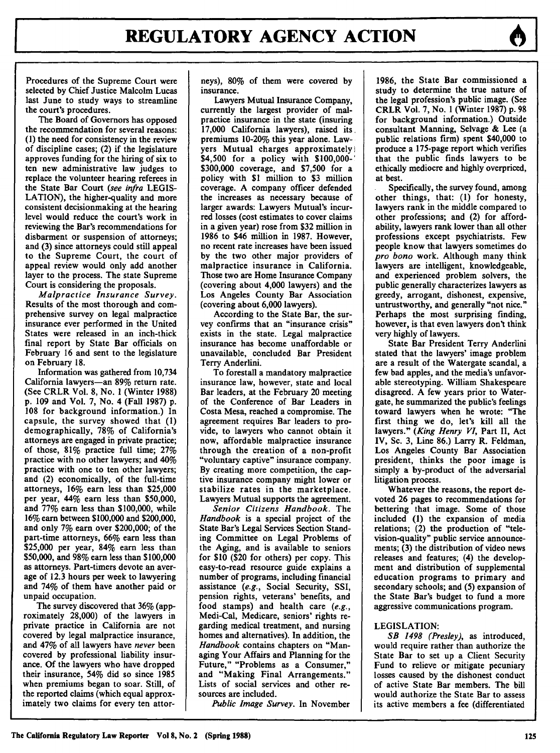Procedures of the Supreme Court were selected by Chief Justice Malcolm Lucas last June to study ways to streamline the court's procedures.

The Board of Governors has opposed the recommendation for several reasons: (1) the need for consistency in the review of discipline cases; (2) if the legislature approves funding for the hiring of six to ten new administrative law judges to replace the volunteer hearing referees in the State Bar Court (*see infra* LEGISLATION), the higher-quality and more consistent decisionmaking at the hearing level would reduce the court's work in reviewing the Bar's recommendations for disbarment or suspension of attorneys; and (3) since attorneys could still appeal to the Supreme Court, the court of appeal review would only add another layer to the process. The state Supreme Court is considering the proposals.

*Malpractice Insurance Survey.* Results of the most thorough and comprehensive survey on legal malpractice insurance ever performed in the United States were released in an inch-thick final report by State Bar officials on February 16 and sent to the legislature on February 18.

Information was gathered from 10,734 California lawyers—an 89% return rate. (See CRLR Vol. 8, No. 1 (Winter 1988) p. 109 and Vol. 7, No. 4 (Fall 1987) p. 108 for background information.) In capsule, the survey showed that (1) demographically, 78% of California's attorneys are engaged in private practice; of those, 81% practice full time; 27% practice with no other lawyers; and 40% practice with one to ten other lawyers; and (2) economically, of the full-time attorneys, 16% earn less than $25,000 per year, 44% earn less than $50,000, and 77% earn less than $100,000, while 16% earn between $100,000 and $200,000, and only 7% earn over $200,000; of the part-time attorneys, 66% earn less than $25,000 per year, 84% earn less than $50,000, and 98% earn less than $100,000 as attorneys. Part-timers devote an average of 12.3 hours per week to lawyering and 74% of them have another paid or unpaid occupation.

The survey discovered that 36% (approximately 28,000) of the lawyers in private practice in California are not covered by legal malpractice insurance, and 47% of all lawyers have *never* been covered by professional liability insurance. Of the lawyers who have dropped their insurance, 54% did so since 1985 when premiums began to soar. Still, of the reported claims (which equal approximately two claims for every ten attorneys), 80% of them were covered by insurance.

Lawyers Mutual Insurance Company, currently the largest provider of malpractice insurance in the state (insuring 17,000 California lawyers), raised its premiums 10-20% this year alone. Lawyers Mutual charges approximately $4,500 for a policy with $100,000-$300,000 coverage, and $7,500 for a policy with $1 million to $3 million coverage. A company officer defended the increases as necessary because of larger awards: Lawyers Mutual's incurred losses (cost estimates to cover claims in a given year) rose from $32 million in 1986 to $46 million in 1987. However, no recent rate increases have been issued by the two other major providers of malpractice insurance in California. Those two are Home Insurance Company (covering about 4,000 lawyers) and the Los Angeles County Bar Association (covering about 6,000 lawyers).

According to the State Bar, the survey confirms that an "insurance crisis" exists in the state. Legal malpractice insurance has become unaffordable or unavailable, concluded Bar President Terry Anderlini.

To forestall a mandatory malpractice insurance law, however, state and local Bar leaders, at the February 20 meeting of the Conference of Bar Leaders in Costa Mesa, reached a compromise. The agreement requires Bar leaders to provide, to lawyers who cannot obtain it now, affordable malpractice insurance through the creation of a non-profit "voluntary captive" insurance company. By creating more competition, the captive insurance company might lower or stabilize rates in the marketplace. Lawyers Mutual supports the agreement.

*Senior Citizens Handbook.* The *Handbook* is a special project of the State Bar's Legal Services Section Standing Committee on Legal Problems of the Aging, and is available to seniors for $10 ($20 for others) per copy. This easy-to-read resource guide explains a number of programs, including financial assistance (*e.g.*, Social Security, SSI, pension rights, veterans' benefits, and food stamps) and health care (*e.g.*, Medi-Cal, Medicare, seniors' rights regarding medical treatment, and nursing homes and alternatives). In addition, the *Handbook* contains chapters on "Managing Your Affairs and Planning for the Future," "Problems as a Consumer," and "Making Final Arrangements." Lists of social services and other resources are included.

*Public Image Survey.* In November 1986, the State Bar commissioned a study to determine the true nature of the legal profession's public image. (See CRLR Vol. 7, No. 1 (Winter 1987) p. 98 for background information.) Outside consultant Manning, Selvage & Lee (a public relations firm) spent $40,000 to produce a 175-page report which verifies that the public finds lawyers to be ethically mediocre and highly overpriced, at best.

Specifically, the survey found, among other things, that: (1) for honesty, lawyers rank in the middle compared to other professions; and (2) for affordability, lawyers rank lower than all other professions except psychiatrists. Few people know that lawyers sometimes do *pro bono* work. Although many think lawyers are intelligent, knowledgeable, and experienced problem solvers, the public generally characterizes lawyers as greedy, arrogant, dishonest, expensive, untrustworthy, and generally "not nice." Perhaps the most surprising finding, however, is that even lawyers don't think very highly of lawyers.

State Bar President Terry Anderlini stated that the lawyers' image problem are a result of the Watergate scandal, a few bad apples, and the media's unfavorable stereotyping. William Shakespeare disagreed. A few years prior to Watergate, he summarized the public's feelings toward lawyers when he wrote: "The first thing we do, let's kill all the lawyers." (*King Henry VI*, Part II, Act IV, Sc. 3, Line 86.) Larry R. Feldman, Los Angeles County Bar Association president, thinks the poor image is simply a by-product of the adversarial litigation process.

Whatever the reasons, the report devoted 26 pages to recommendations for bettering that image. Some of those included (1) the expansion of media relations; (2) the production of "television-quality" public service announcements; (3) the distribution of video news releases and features; (4) the development and distribution of supplemental education programs to primary and secondary schools; and (5) expansion of the State Bar's budget to fund a more aggressive communications program.

LEGISLATION:

*SB 1498 (Presley)*, as introduced, would require rather than authorize the State Bar to set up a Client Security Fund to relieve or mitigate pecuniary losses caused by the dishonest conduct of active State Bar members. The bill would authorize the State Bar to assess its active members a fee (differentiated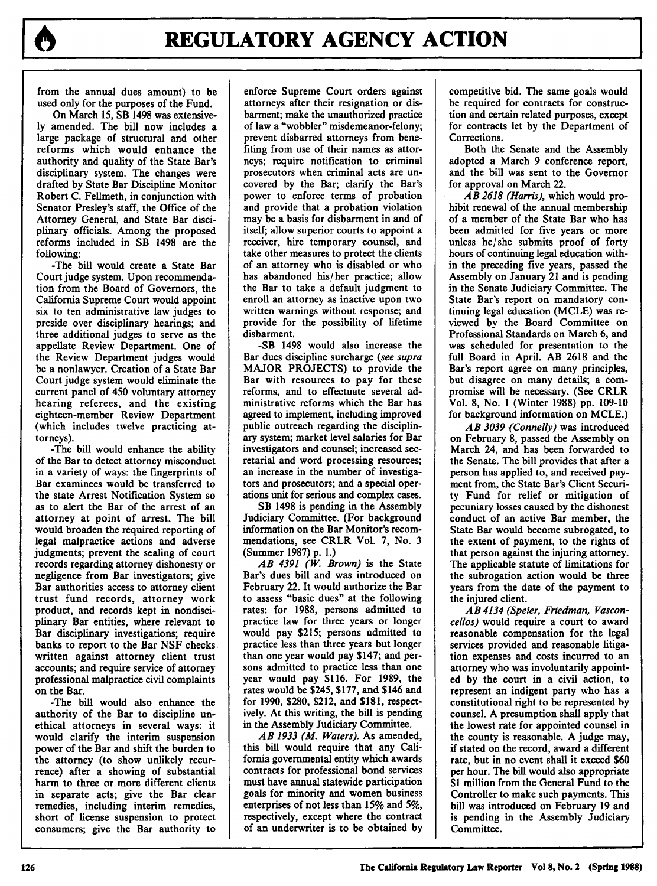from the annual dues amount) to be used only for the purposes of the Fund.

On March 15, SB 1498 was extensively amended. The bill now includes a large package of structural and other reforms which would enhance the authority and quality of the State Bar's disciplinary system. The changes were drafted by State Bar Discipline Monitor Robert C. Fellmeth, in conjunction with Senator Presley's staff, the Office of the Attorney General, and State Bar disciplinary officials. Among the proposed reforms included in SB 1498 are the following:

-The bill would create a State Bar Court judge system. Upon recommendation from the Board of Governors, the California Supreme Court would appoint six to ten administrative law judges to preside over disciplinary hearings; and three additional judges to serve as the appellate Review Department. One of the Review Department judges would be a nonlawyer. Creation of a State Bar Court judge system would eliminate the current panel of 450 voluntary attorney hearing referees, and the existing eighteen-member Review Department (which includes twelve practicing attorneys).

-The bill would enhance the ability of the Bar to detect attorney misconduct in a variety of ways: the fingerprints of Bar examinees would be transferred to the state Arrest Notification System so as to alert the Bar of the arrest of an attorney at point of arrest. The bill would broaden the required reporting of legal malpractice actions and adverse judgments; prevent the sealing of court records regarding attorney dishonesty or negligence from Bar investigators; give Bar authorities access to attorney client trust fund records, attorney work product, and records kept in nondisciplinary Bar entities, where relevant to Bar disciplinary investigations; require banks to report to the Bar NSF checks written against attorney client trust accounts; and require service of attorney professional malpractice civil complaints on the Bar.

-The bill would also enhance the authority of the Bar to discipline unethical attorneys in several ways: it would clarify the interim suspension power of the Bar and shift the burden to the attorney (to show unlikely recurrence) after a showing of substantial harm to three or more different clients in separate acts; give the Bar clear remedies, including interim remedies, short of license suspension to protect consumers; give the Bar authority to enforce Supreme Court orders against attorneys after their resignation or disbarment; make the unauthorized practice of law a "wobbler" misdemeanor-felony; prevent disbarred attorneys from benefiting from use of their names as attorneys; require notification to criminal prosecutors when criminal acts are uncovered by the Bar; clarify the Bar's power to enforce terms of probation and provide that a probation violation may be a basis for disbarment in and of itself; allow superior courts to appoint a receiver, hire temporary counsel, and take other measures to protect the clients of an attorney who is disabled or who has abandoned his/her practice; allow the Bar to take a default judgment to enroll an attorney as inactive upon two written warnings without response; and provide for the possibility of lifetime disbarment.

-SB 1498 would also increase the Bar dues discipline surcharge (*see supra* MAJOR PROJECTS) to provide the Bar with resources to pay for these reforms, and to effectuate several administrative reforms which the Bar has agreed to implement, including improved public outreach regarding the disciplinary system; market level salaries for Bar investigators and counsel; increased secretarial and word processing resources; an increase in the number of investigators and prosecutors; and a special operations unit for serious and complex cases.

SB 1498 is pending in the Assembly Judiciary Committee. (For background information on the Bar Monitor's recommendations, see CRLR Vol. 7, No. 3 (Summer 1987) p. 1.)

*AB 4391 (W. Brown)* is the State Bar's dues bill and was introduced on February 22. It would authorize the Bar to assess "basic dues" at the following rates: for 1988, persons admitted to practice law for three years or longer would pay $215; persons admitted to practice less than three years but longer than one year would pay $147; and persons admitted to practice less than one year would pay $116. For 1989, the rates would be $245, $177, and $146 and for 1990, $280, $212, and $181, respectively. At this writing, the bill is pending in the Assembly Judiciary Committee.

*AB 1933 (M. Waters).* As amended, this bill would require that any California governmental entity which awards contracts for professional bond services must have annual statewide participation goals for minority and women business enterprises of not less than 15% and 5%, respectively, except where the contract of an underwriter is to be obtained by competitive bid. The same goals would be required for contracts for construction and certain related purposes, except for contracts let by the Department of Corrections.

Both the Senate and the Assembly adopted a March 9 conference report, and the bill was sent to the Governor for approval on March 22.

*AB 2618 (Harris),* which would prohibit renewal of the annual membership of a member of the State Bar who has been admitted for five years or more unless he/she submits proof of forty hours of continuing legal education within the preceding five years, passed the Assembly on January 21 and is pending in the Senate Judiciary Committee. The State Bar's report on mandatory continuing legal education (MCLE) was reviewed by the Board Committee on Professional Standards on March 6, and was scheduled for presentation to the full Board in April. AB 2618 and the Bar's report agree on many principles, but disagree on many details; a compromise will be necessary. (See CRLR Vol. 8, No. 1 (Winter 1988) pp. 109-10 for background information on MCLE.)

*AB 3039 (Connelly)* was introduced on February 8, passed the Assembly on March 24, and has been forwarded to the Senate. The bill provides that after a person has applied to, and received payment from, the State Bar's Client Security Fund for relief or mitigation of pecuniary losses caused by the dishonest conduct of an active Bar member, the State Bar would become subrogated, to the extent of payment, to the rights of that person against the injuring attorney. The applicable statute of limitations for the subrogation action would be three years from the date of the payment to the injured client.

*AB 4134 (Speier, Friedman, Vasconcellos)* would require a court to award reasonable compensation for the legal services provided and reasonable litigation expenses and costs incurred to an attorney who was involuntarily appointed by the court in a civil action, to represent an indigent party who has a constitutional right to be represented by counsel. A presumption shall apply that the lowest rate for appointed counsel in the county is reasonable. A judge may, if stated on the record, award a different rate, but in no event shall it exceed $60 per hour. The bill would also appropriate $1 million from the General Fund to the Controller to make such payments. This bill was introduced on February 19 and is pending in the Assembly Judiciary Committee.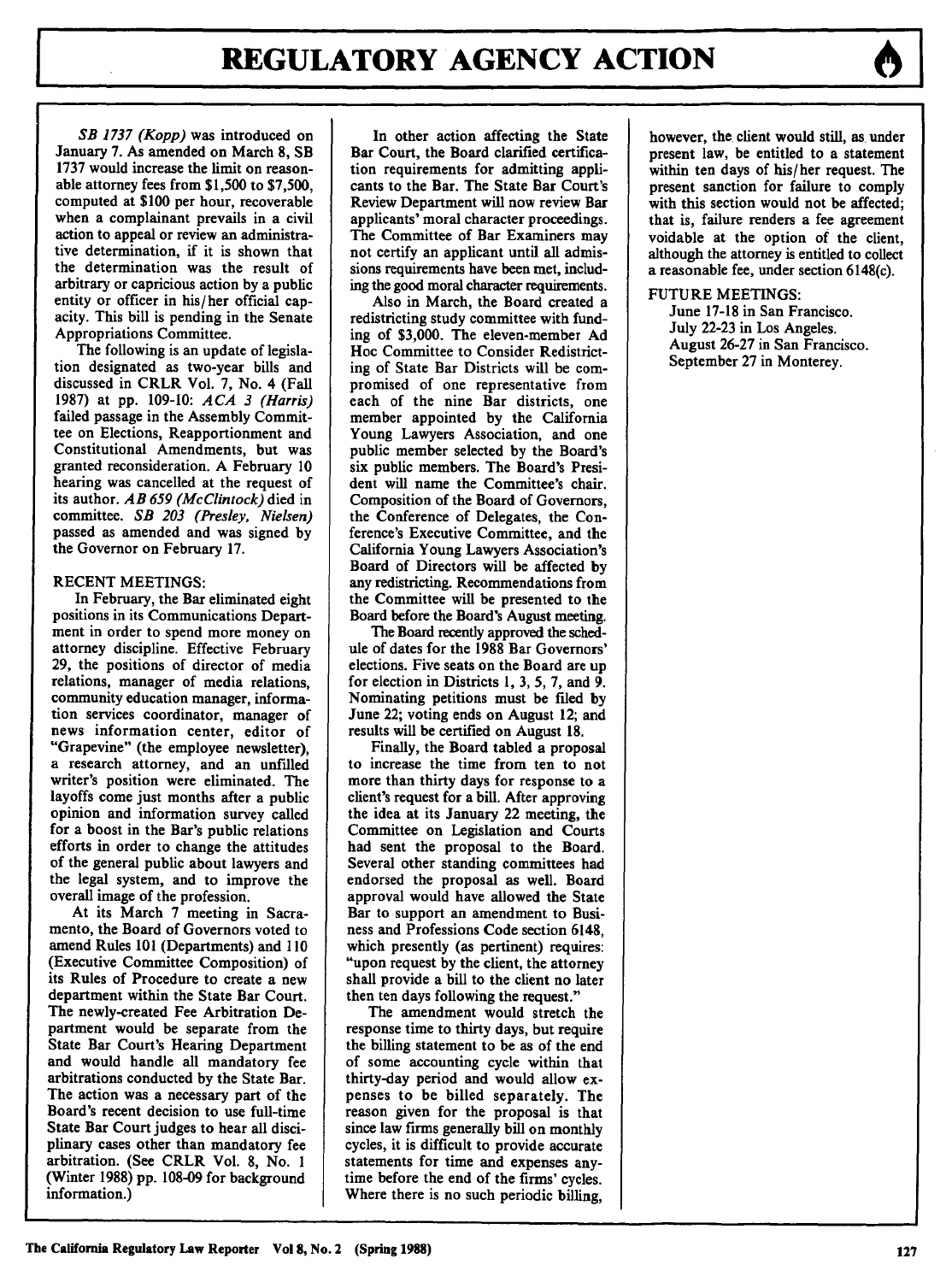*SB 1737 (Kopp)* was introduced on January 7. As amended on March 8, SB 1737 would increase the limit on reasonable attorney fees from $1,500 to $7,500, computed at $100 per hour, recoverable when a complainant prevails in a civil action to appeal or review an administrative determination, if it is shown that the determination was the result of arbitrary or capricious action by a public entity or officer in his/her official capacity. This bill is pending in the Senate Appropriations Committee.

The following is an update of legislation designated as two-year bills and discussed in CRLR Vol. 7, No. 4 (Fall 1987) at pp. 109-10: *ACA 3 (Harris)* failed passage in the Assembly Committee on Elections, Reapportionment and Constitutional Amendments, but was granted reconsideration. A February 10 hearing was cancelled at the request of its author. *AB 659 (McClintock)* died in committee. *SB 203 (Presley, Nielsen)* passed as amended and was signed by the Governor on February 17.

RECENT MEETINGS:

In February, the Bar eliminated eight positions in its Communications Department in order to spend more money on attorney discipline. Effective February 29, the positions of director of media relations, manager of media relations, community education manager, information services coordinator, manager of news information center, editor of "Grapevine" (the employee newsletter), a research attorney, and an unfilled writer's position were eliminated. The layoffs come just months after a public opinion and information survey called for a boost in the Bar's public relations efforts in order to change the attitudes of the general public about lawyers and the legal system, and to improve the overall image of the profession.

At its March 7 meeting in Sacramento, the Board of Governors voted to amend Rules 101 (Departments) and 110 (Executive Committee Composition) of its Rules of Procedure to create a new department within the State Bar Court. The newly-created Fee Arbitration Department would be separate from the State Bar Court's Hearing Department and would handle all mandatory fee arbitrations conducted by the State Bar. The action was a necessary part of the Board's recent decision to use full-time State Bar Court judges to hear all disciplinary cases other than mandatory fee arbitration. (See CRLR Vol. 8, No. 1 (Winter 1988) pp. 108-09 for background information.)

In other action affecting the State Bar Court, the Board clarified certification requirements for admitting applicants to the Bar. The State Bar Court's Review Department will now review Bar applicants' moral character proceedings. The Committee of Bar Examiners may not certify an applicant until all admissions requirements have been met, including the good moral character requirements.

Also in March, the Board created a redistricting study committee with funding of $3,000. The eleven-member Ad Hoc Committee to Consider Redistricting of State Bar Districts will be compromised of one representative from each of the nine Bar districts, one member appointed by the California Young Lawyers Association, and one public member selected by the Board's six public members. The Board's President will name the Committee's chair. Composition of the Board of Governors, the Conference of Delegates, the Conference's Executive Committee, and the California Young Lawyers Association's Board of Directors will be affected by any redistricting. Recommendations from the Committee will be presented to the Board before the Board's August meeting.

The Board recently approved the schedule of dates for the 1988 Bar Governors' elections. Five seats on the Board are up for election in Districts 1, 3, 5, 7, and 9. Nominating petitions must be filed by June 22; voting ends on August 12; and results will be certified on August 18.

Finally, the Board tabled a proposal to increase the time from ten to not more than thirty days for response to a client's request for a bill. After approving the idea at its January 22 meeting, the Committee on Legislation and Courts had sent the proposal to the Board. Several other standing committees had endorsed the proposal as well. Board approval would have allowed the State Bar to support an amendment to Business and Professions Code section 6148, which presently (as pertinent) requires: "upon request by the client, the attorney shall provide a bill to the client no later then ten days following the request."

The amendment would stretch the response time to thirty days, but require the billing statement to be as of the end of some accounting cycle within that thirty-day period and would allow expenses to be billed separately. The reason given for the proposal is that since law firms generally bill on monthly cycles, it is difficult to provide accurate statements for time and expenses anytime before the end of the firms' cycles. Where there is no such periodic billing, however, the client would still, as under present law, be entitled to a statement within ten days of his/her request. The present sanction for failure to comply with this section would not be affected; that is, failure renders a fee agreement voidable at the option of the client, although the attorney is entitled to collect a reasonable fee, under section 6148(c).

FUTURE MEETINGS:

June 17-18 in San Francisco.
July 22-23 in Los Angeles.
August 26-27 in San Francisco.
September 27 in Monterey.